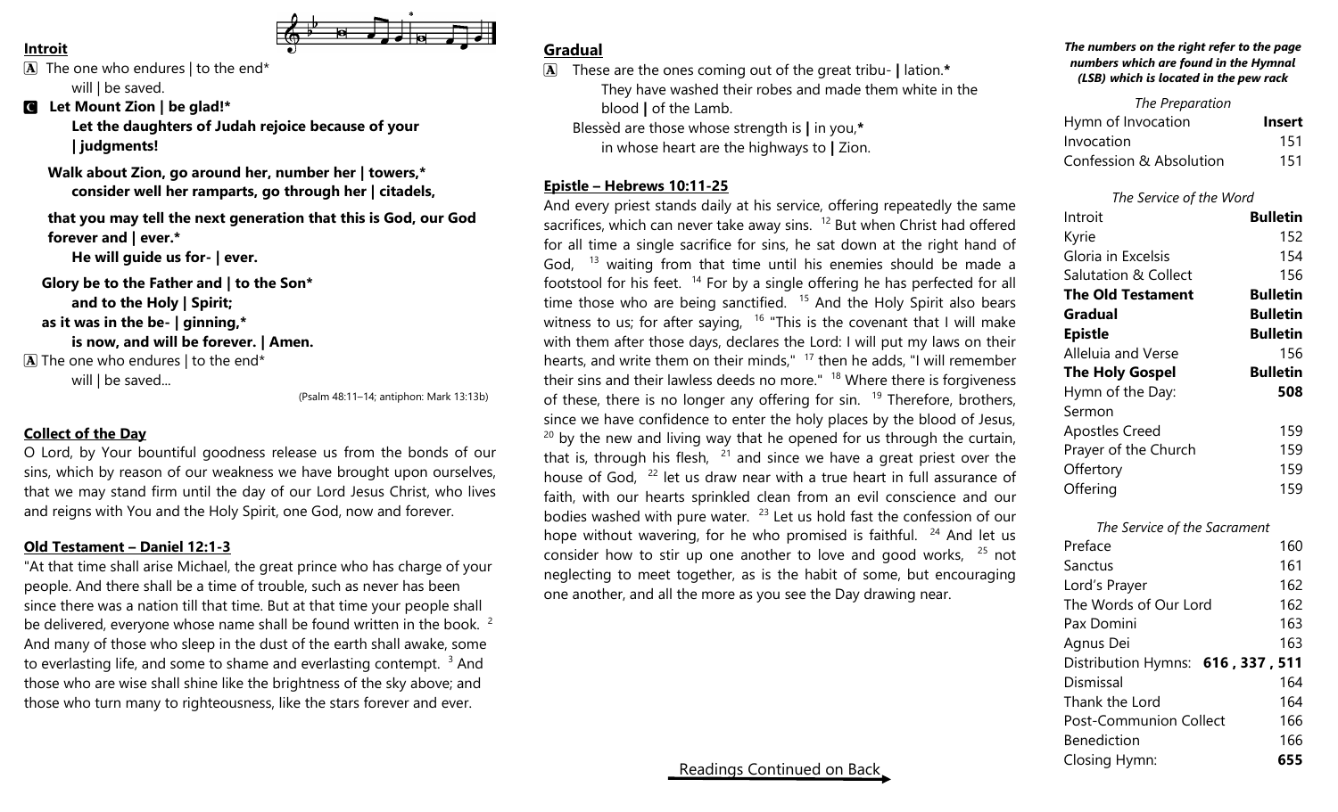**Introit**

**A** The one who endures | to the end*
will | be saved.

**C** **Let Mount Zion | be glad!***
**Let the daughters of Judah rejoice because of your | judgments!**

**Walk about Zion, go around her, number her | towers,***
**consider well her ramparts, go through her | citadels,**

**that you may tell the next generation that this is God, our God forever and | ever.***
**He will guide us for- | ever.**

**Glory be to the Father and | to the Son***
**and to the Holy | Spirit;**
**as it was in the be- | ginning,***
**is now, and will be forever. | Amen.**

**A** The one who endures | to the end*
will | be saved...

(Psalm 48:11–14; antiphon: Mark 13:13b)

**Collect of the Day**

O Lord, by Your bountiful goodness release us from the bonds of our sins, which by reason of our weakness we have brought upon ourselves, that we may stand firm until the day of our Lord Jesus Christ, who lives and reigns with You and the Holy Spirit, one God, now and forever.

**Old Testament – Daniel 12:1-3**

"At that time shall arise Michael, the great prince who has charge of your people. And there shall be a time of trouble, such as never has been since there was a nation till that time. But at that time your people shall be delivered, everyone whose name shall be found written in the book. [2] And many of those who sleep in the dust of the earth shall awake, some to everlasting life, and some to shame and everlasting contempt. [3] And those who are wise shall shine like the brightness of the sky above; and those who turn many to righteousness, like the stars forever and ever.

**Gradual**

**A** These are the ones coming out of the great tribu- | lation.*
They have washed their robes and made them white in the blood | of the Lamb.
Blessèd are those whose strength is | in you,*
in whose heart are the highways to | Zion.

**Epistle – Hebrews 10:11-25**

And every priest stands daily at his service, offering repeatedly the same sacrifices, which can never take away sins. [12] But when Christ had offered for all time a single sacrifice for sins, he sat down at the right hand of God, [13] waiting from that time until his enemies should be made a footstool for his feet. [14] For by a single offering he has perfected for all time those who are being sanctified. [15] And the Holy Spirit also bears witness to us; for after saying, [16] "This is the covenant that I will make with them after those days, declares the Lord: I will put my laws on their hearts, and write them on their minds," [17] then he adds, "I will remember their sins and their lawless deeds no more." [18] Where there is forgiveness of these, there is no longer any offering for sin. [19] Therefore, brothers, since we have confidence to enter the holy places by the blood of Jesus, [20] by the new and living way that he opened for us through the curtain, that is, through his flesh, [21] and since we have a great priest over the house of God, [22] let us draw near with a true heart in full assurance of faith, with our hearts sprinkled clean from an evil conscience and our bodies washed with pure water. [23] Let us hold fast the confession of our hope without wavering, for he who promised is faithful. [24] And let us consider how to stir up one another to love and good works, [25] not neglecting to meet together, as is the habit of some, but encouraging one another, and all the more as you see the Day drawing near.

Readings Continued on Back

***The numbers on the right refer to the page numbers which are found in the Hymnal (LSB) which is located in the pew rack***

*The Preparation*

| | |
|---|---|
| Hymn of Invocation | **Insert** |
| Invocation | 151 |
| Confession & Absolution | 151 |

*The Service of the Word*

| | |
|---|---|
| Introit | **Bulletin** |
| Kyrie | 152 |
| Gloria in Excelsis | 154 |
| Salutation & Collect | 156 |
| **The Old Testament** | **Bulletin** |
| **Gradual** | **Bulletin** |
| **Epistle** | **Bulletin** |
| Alleluia and Verse | 156 |
| **The Holy Gospel** | **Bulletin** |
| Hymn of the Day: | **508** |
| Sermon | |
| Apostles Creed | 159 |
| Prayer of the Church | 159 |
| Offertory | 159 |
| Offering | 159 |

*The Service of the Sacrament*

| | |
|---|---|
| Preface | 160 |
| Sanctus | 161 |
| Lord's Prayer | 162 |
| The Words of Our Lord | 162 |
| Pax Domini | 163 |
| Agnus Dei | 163 |
| Distribution Hymns: | **616 , 337 , 511** |
| Dismissal | 164 |
| Thank the Lord | 164 |
| Post-Communion Collect | 166 |
| Benediction | 166 |
| Closing Hymn: | **655** |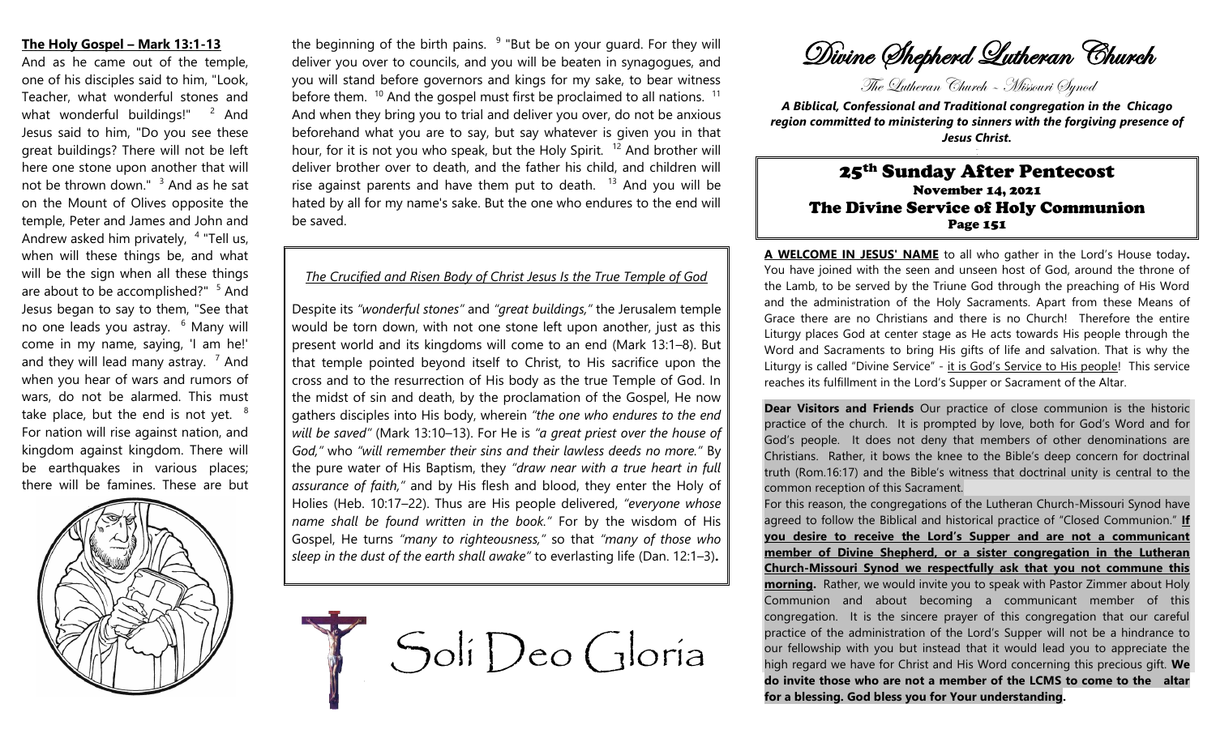**The Holy Gospel – Mark 13:1-13**

And as he came out of the temple, one of his disciples said to him, "Look, Teacher, what wonderful stones and what wonderful buildings!" [2] And Jesus said to him, "Do you see these great buildings? There will not be left here one stone upon another that will not be thrown down." [3] And as he sat on the Mount of Olives opposite the temple, Peter and James and John and Andrew asked him privately, [4] "Tell us, when will these things be, and what will be the sign when all these things are about to be accomplished?" [5] And Jesus began to say to them, "See that no one leads you astray. [6] Many will come in my name, saying, 'I am he!' and they will lead many astray. [7] And when you hear of wars and rumors of wars, do not be alarmed. This must take place, but the end is not yet. [8] For nation will rise against nation, and kingdom against kingdom. There will be earthquakes in various places; there will be famines. These are but the beginning of the birth pains. [9] "But be on your guard. For they will deliver you over to councils, and you will be beaten in synagogues, and you will stand before governors and kings for my sake, to bear witness before them. [10] And the gospel must first be proclaimed to all nations. [11] And when they bring you to trial and deliver you over, do not be anxious beforehand what you are to say, but say whatever is given you in that hour, for it is not you who speak, but the Holy Spirit. [12] And brother will deliver brother over to death, and the father his child, and children will rise against parents and have them put to death. [13] And you will be hated by all for my name's sake. But the one who endures to the end will be saved.

*The Crucified and Risen Body of Christ Jesus Is the True Temple of God*

Despite its *"wonderful stones"* and *"great buildings,"* the Jerusalem temple would be torn down, with not one stone left upon another, just as this present world and its kingdoms will come to an end (Mark 13:1–8). But that temple pointed beyond itself to Christ, to His sacrifice upon the cross and to the resurrection of His body as the true Temple of God. In the midst of sin and death, by the proclamation of the Gospel, He now gathers disciples into His body, wherein *"the one who endures to the end will be saved"* (Mark 13:10–13). For He is *"a great priest over the house of God,"* who *"will remember their sins and their lawless deeds no more."* By the pure water of His Baptism, they *"draw near with a true heart in full assurance of faith,"* and by His flesh and blood, they enter the Holy of Holies (Heb. 10:17–22). Thus are His people delivered, *"everyone whose name shall be found written in the book."* For by the wisdom of His Gospel, He turns *"many to righteousness,"* so that *"many of those who sleep in the dust of the earth shall awake"* to everlasting life (Dan. 12:1–3).

Soli Deo Gloria

# Divine Shepherd Lutheran Church

The Lutheran Church ~ Missouri Synod

***A Biblical, Confessional and Traditional congregation in the Chicago region committed to ministering to sinners with the forgiving presence of Jesus Christ.***

## 25th Sunday After Pentecost
### November 14, 2021
### The Divine Service of Holy Communion
### Page 151

**A WELCOME IN JESUS' NAME** to all who gather in the Lord's House today**.** You have joined with the seen and unseen host of God, around the throne of the Lamb, to be served by the Triune God through the preaching of His Word and the administration of the Holy Sacraments. Apart from these Means of Grace there are no Christians and there is no Church! Therefore the entire Liturgy places God at center stage as He acts towards His people through the Word and Sacraments to bring His gifts of life and salvation. That is why the Liturgy is called "Divine Service" - it is God's Service to His people! This service reaches its fulfillment in the Lord's Supper or Sacrament of the Altar.

**Dear Visitors and Friends** Our practice of close communion is the historic practice of the church. It is prompted by love, both for God's Word and for God's people. It does not deny that members of other denominations are Christians. Rather, it bows the knee to the Bible's deep concern for doctrinal truth (Rom.16:17) and the Bible's witness that doctrinal unity is central to the common reception of this Sacrament.

For this reason, the congregations of the Lutheran Church-Missouri Synod have agreed to follow the Biblical and historical practice of "Closed Communion." **If you desire to receive the Lord's Supper and are not a communicant member of Divine Shepherd, or a sister congregation in the Lutheran Church-Missouri Synod we respectfully ask that you not commune this morning.** Rather, we would invite you to speak with Pastor Zimmer about Holy Communion and about becoming a communicant member of this congregation. It is the sincere prayer of this congregation that our careful practice of the administration of the Lord's Supper will not be a hindrance to our fellowship with you but instead that it would lead you to appreciate the high regard we have for Christ and His Word concerning this precious gift. **We do invite those who are not a member of the LCMS to come to the altar for a blessing. God bless you for Your understanding.**